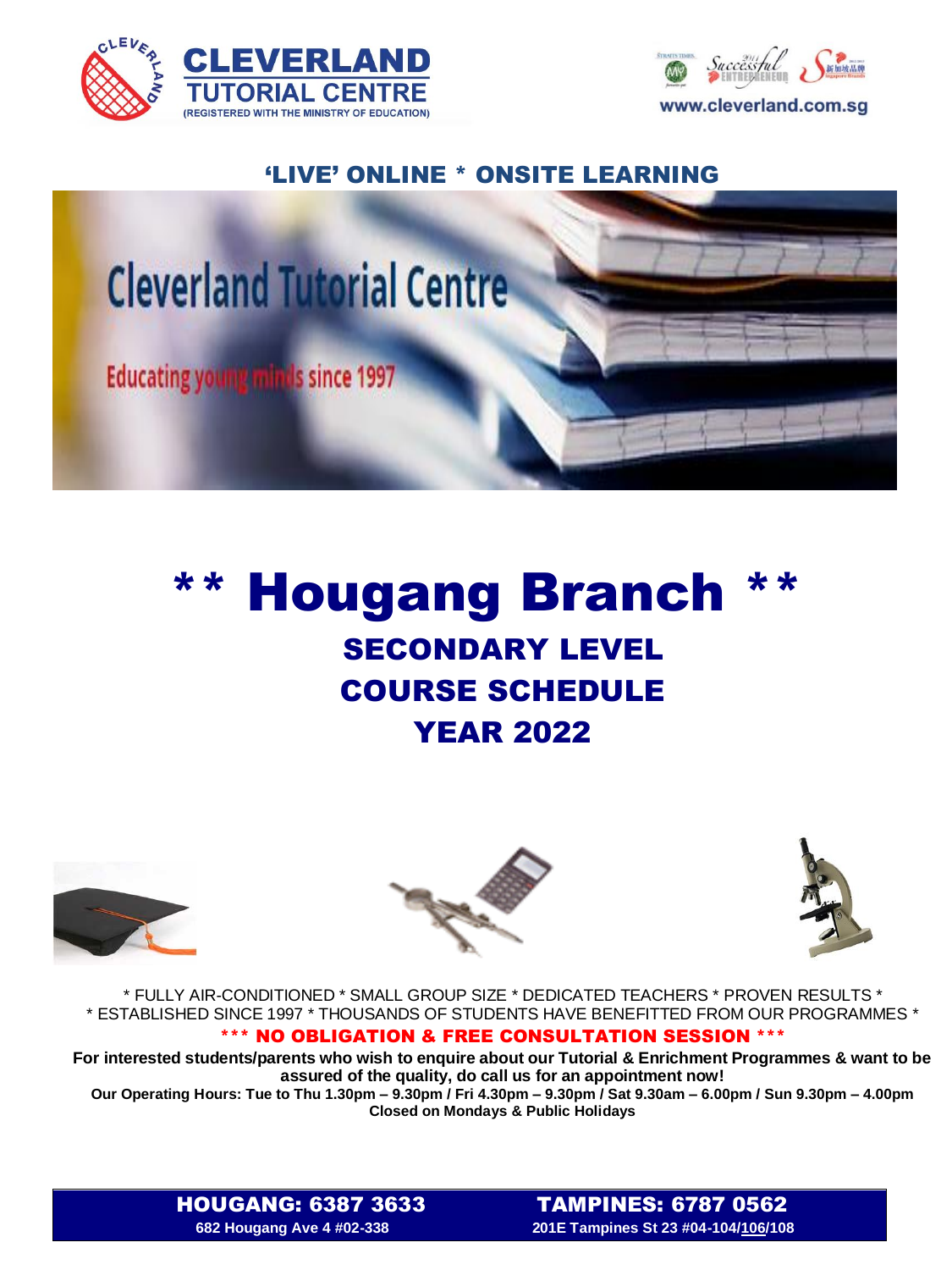CLEVERLAND
TUTORIAL CENTRE
(REGISTERED WITH THE MINISTRY OF EDUCATION)

www.cleverland.com.sg

## 'LIVE' ONLINE * ONSITE LEARNING

Cleverland Tutorial Centre

Educating young minds since 1997

# ** Hougang Branch **

## SECONDARY LEVEL
## COURSE SCHEDULE
## YEAR 2022

* FULLY AIR-CONDITIONED * SMALL GROUP SIZE * DEDICATED TEACHERS * PROVEN RESULTS *
* ESTABLISHED SINCE 1997 * THOUSANDS OF STUDENTS HAVE BENEFITTED FROM OUR PROGRAMMES *

**\*\*\* NO OBLIGATION & FREE CONSULTATION SESSION \*\*\***

**For interested students/parents who wish to enquire about our Tutorial & Enrichment Programmes & want to be assured of the quality, do call us for an appointment now!**

**Our Operating Hours: Tue to Thu 1.30pm – 9.30pm / Fri 4.30pm – 9.30pm / Sat 9.30am – 6.00pm / Sun 9.30pm – 4.00pm**
**Closed on Mondays & Public Holidays**

**HOUGANG: 6387 3633**
**682 Hougang Ave 4 #02-338**

**TAMPINES: 6787 0562**
**201E Tampines St 23 #04-104/106/108**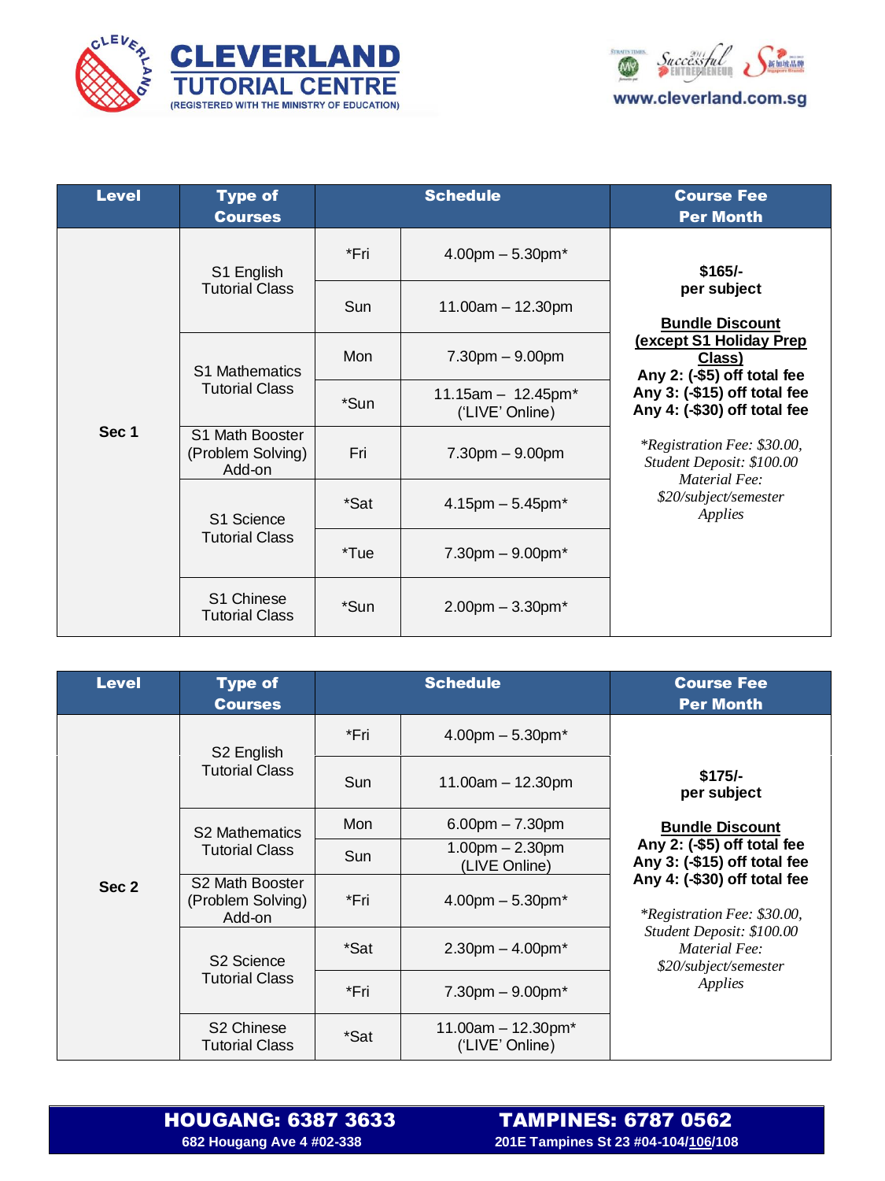# CLEVERLAND TUTORIAL CENTRE

(REGISTERED WITH THE MINISTRY OF EDUCATION)

www.cleverland.com.sg

| Level | Type of Courses | Schedule | | Course Fee Per Month |
|---|---|---|---|---|
| Sec 1 | S1 English Tutorial Class | *Fri | 4.00pm – 5.30pm* | **$165/- per subject**<br><br>**Bundle Discount (except S1 Holiday Prep Class)**<br>**Any 2: (-$5) off total fee**<br>**Any 3: (-$15) off total fee**<br>**Any 4: (-$30) off total fee**<br><br>*\*Registration Fee: $30.00, Student Deposit: $100.00 Material Fee: $20/subject/semester Applies* |
| | | Sun | 11.00am – 12.30pm | |
| | S1 Mathematics Tutorial Class | Mon | 7.30pm – 9.00pm | |
| | | *Sun | 11.15am – 12.45pm* ('LIVE' Online) | |
| | S1 Math Booster (Problem Solving) Add-on | Fri | 7.30pm – 9.00pm | |
| | S1 Science Tutorial Class | *Sat | 4.15pm – 5.45pm* | |
| | | *Tue | 7.30pm – 9.00pm* | |
| | S1 Chinese Tutorial Class | *Sun | 2.00pm – 3.30pm* | |

| Level | Type of Courses | Schedule | | Course Fee Per Month |
|---|---|---|---|---|
| Sec 2 | S2 English Tutorial Class | *Fri | 4.00pm – 5.30pm* | **$175/- per subject**<br><br>**Bundle Discount**<br>**Any 2: (-$5) off total fee**<br>**Any 3: (-$15) off total fee**<br>**Any 4: (-$30) off total fee**<br><br>*\*Registration Fee: $30.00, Student Deposit: $100.00 Material Fee: $20/subject/semester Applies* |
| | | Sun | 11.00am – 12.30pm | |
| | S2 Mathematics Tutorial Class | Mon | 6.00pm – 7.30pm | |
| | | Sun | 1.00pm – 2.30pm (LIVE Online) | |
| | S2 Math Booster (Problem Solving) Add-on | *Fri | 4.00pm – 5.30pm* | |
| | S2 Science Tutorial Class | *Sat | 2.30pm – 4.00pm* | |
| | | *Fri | 7.30pm – 9.00pm* | |
| | S2 Chinese Tutorial Class | *Sat | 11.00am – 12.30pm* ('LIVE' Online) | |

**HOUGANG: 6387 3633**
**682 Hougang Ave 4 #02-338**

**TAMPINES: 6787 0562**
**201E Tampines St 23 #04-104/106/108**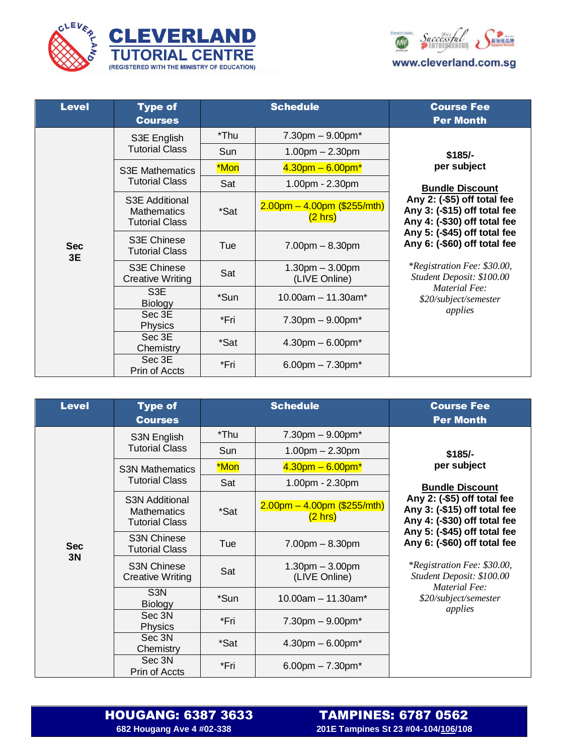# CLEVERLAND TUTORIAL CENTRE

(REGISTERED WITH THE MINISTRY OF EDUCATION)

www.cleverland.com.sg

| Level | Type of Courses | Schedule | | Course Fee Per Month |
|---|---|---|---|---|
| Sec 3E | S3E English Tutorial Class | *Thu | 7.30pm – 9.00pm* | **$185/- per subject**<br><br>**Bundle Discount**<br>**Any 2: (-$5) off total fee**<br>**Any 3: (-$15) off total fee**<br>**Any 4: (-$30) off total fee**<br>**Any 5: (-$45) off total fee**<br>**Any 6: (-$60) off total fee**<br><br>*\*Registration Fee: $30.00, Student Deposit: $100.00 Material Fee: $20/subject/semester applies* |
| | | Sun | 1.00pm – 2.30pm | |
| | S3E Mathematics Tutorial Class | *Mon | 4.30pm – 6.00pm* | |
| | | Sat | 1.00pm - 2.30pm | |
| | S3E Additional Mathematics Tutorial Class | *Sat | 2.00pm – 4.00pm ($255/mth) (2 hrs) | |
| | S3E Chinese Tutorial Class | Tue | 7.00pm – 8.30pm | |
| | S3E Chinese Creative Writing | Sat | 1.30pm – 3.00pm (LIVE Online) | |
| | S3E Biology | *Sun | 10.00am – 11.30am* | |
| | Sec 3E Physics | *Fri | 7.30pm – 9.00pm* | |
| | Sec 3E Chemistry | *Sat | 4.30pm – 6.00pm* | |
| | Sec 3E Prin of Accts | *Fri | 6.00pm – 7.30pm* | |

| Level | Type of Courses | Schedule | | Course Fee Per Month |
|---|---|---|---|---|
| Sec 3N | S3N English Tutorial Class | *Thu | 7.30pm – 9.00pm* | **$185/- per subject**<br><br>**Bundle Discount**<br>**Any 2: (-$5) off total fee**<br>**Any 3: (-$15) off total fee**<br>**Any 4: (-$30) off total fee**<br>**Any 5: (-$45) off total fee**<br>**Any 6: (-$60) off total fee**<br><br>*\*Registration Fee: $30.00, Student Deposit: $100.00 Material Fee: $20/subject/semester applies* |
| | | Sun | 1.00pm – 2.30pm | |
| | S3N Mathematics Tutorial Class | *Mon | 4.30pm – 6.00pm* | |
| | | Sat | 1.00pm - 2.30pm | |
| | S3N Additional Mathematics Tutorial Class | *Sat | 2.00pm – 4.00pm ($255/mth) (2 hrs) | |
| | S3N Chinese Tutorial Class | Tue | 7.00pm – 8.30pm | |
| | S3N Chinese Creative Writing | Sat | 1.30pm – 3.00pm (LIVE Online) | |
| | S3N Biology | *Sun | 10.00am – 11.30am* | |
| | Sec 3N Physics | *Fri | 7.30pm – 9.00pm* | |
| | Sec 3N Chemistry | *Sat | 4.30pm – 6.00pm* | |
| | Sec 3N Prin of Accts | *Fri | 6.00pm – 7.30pm* | |

**HOUGANG: 6387 3633**
682 Hougang Ave 4 #02-338

**TAMPINES: 6787 0562**
201E Tampines St 23 #04-104/106/108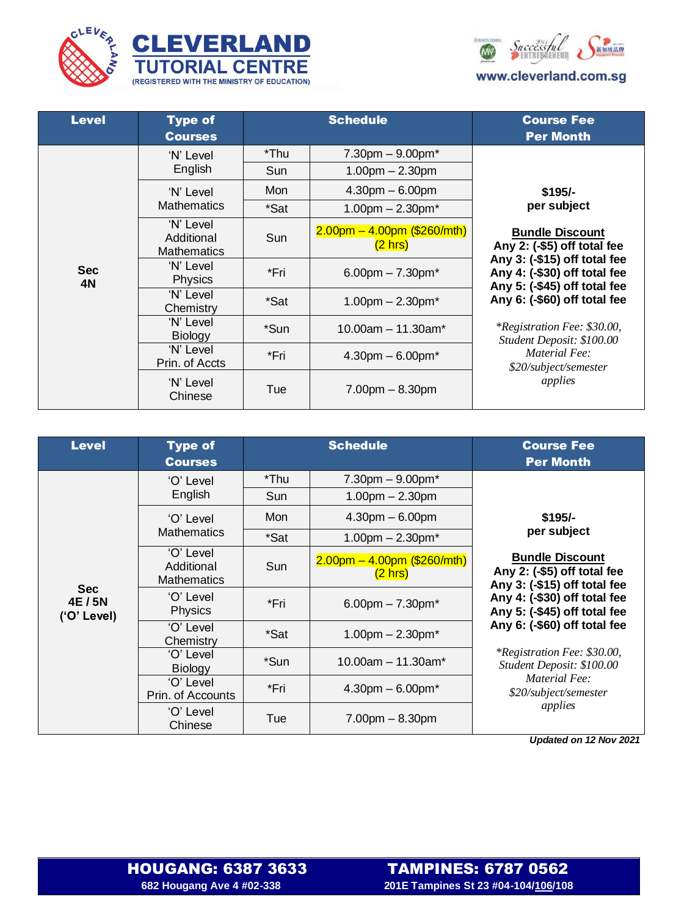# CLEVERLAND TUTORIAL CENTRE

(REGISTERED WITH THE MINISTRY OF EDUCATION)

www.cleverland.com.sg

| Level | Type of Courses | Schedule | | Course Fee Per Month |
|---|---|---|---|---|
| Sec 4N | 'N' Level English | *Thu | 7.30pm – 9.00pm* | **$195/- per subject** **Bundle Discount** **Any 2: (-$5) off total fee** **Any 3: (-$15) off total fee** **Any 4: (-$30) off total fee** **Any 5: (-$45) off total fee** **Any 6: (-$60) off total fee** *\*Registration Fee: $30.00, Student Deposit: $100.00 Material Fee: $20/subject/semester applies* |
| | | Sun | 1.00pm – 2.30pm | |
| | 'N' Level Mathematics | Mon | 4.30pm – 6.00pm | |
| | | *Sat | 1.00pm – 2.30pm* | |
| | 'N' Level Additional Mathematics | Sun | 2.00pm – 4.00pm ($260/mth) (2 hrs) | |
| | 'N' Level Physics | *Fri | 6.00pm – 7.30pm* | |
| | 'N' Level Chemistry | *Sat | 1.00pm – 2.30pm* | |
| | 'N' Level Biology | *Sun | 10.00am – 11.30am* | |
| | 'N' Level Prin. of Accts | *Fri | 4.30pm – 6.00pm* | |
| | 'N' Level Chinese | Tue | 7.00pm – 8.30pm | |

| Level | Type of Courses | Schedule | | Course Fee Per Month |
|---|---|---|---|---|
| Sec 4E / 5N ('O' Level) | 'O' Level English | *Thu | 7.30pm – 9.00pm* | **$195/- per subject** **Bundle Discount** **Any 2: (-$5) off total fee** **Any 3: (-$15) off total fee** **Any 4: (-$30) off total fee** **Any 5: (-$45) off total fee** **Any 6: (-$60) off total fee** *\*Registration Fee: $30.00, Student Deposit: $100.00 Material Fee: $20/subject/semester applies* |
| | | Sun | 1.00pm – 2.30pm | |
| | 'O' Level Mathematics | Mon | 4.30pm – 6.00pm | |
| | | *Sat | 1.00pm – 2.30pm* | |
| | 'O' Level Additional Mathematics | Sun | 2.00pm – 4.00pm ($260/mth) (2 hrs) | |
| | 'O' Level Physics | *Fri | 6.00pm – 7.30pm* | |
| | 'O' Level Chemistry | *Sat | 1.00pm – 2.30pm* | |
| | 'O' Level Biology | *Sun | 10.00am – 11.30am* | |
| | 'O' Level Prin. of Accounts | *Fri | 4.30pm – 6.00pm* | |
| | 'O' Level Chinese | Tue | 7.00pm – 8.30pm | |

***Updated on 12 Nov 2021***

**HOUGANG: 6387 3633**
**682 Hougang Ave 4 #02-338**

**TAMPINES: 6787 0562**
**201E Tampines St 23 #04-104/106/108**